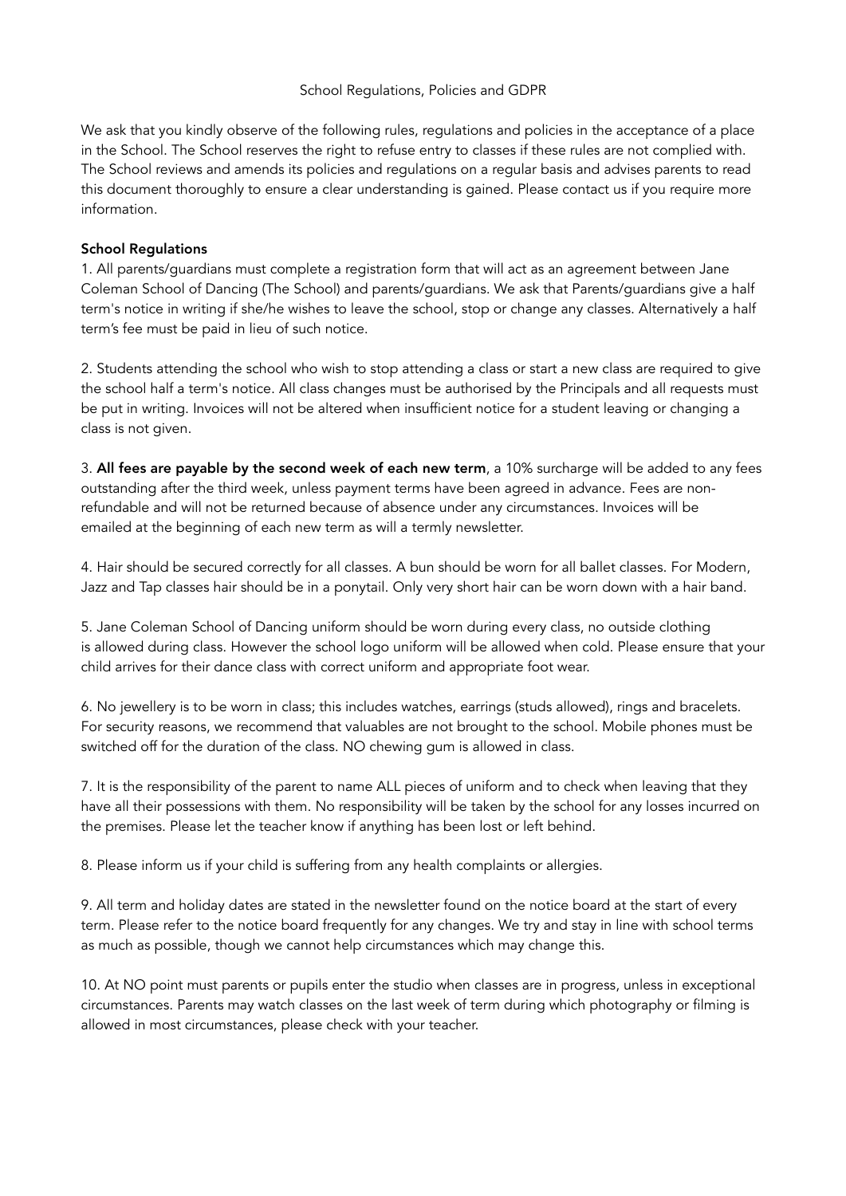# School Regulations, Policies and GDPR

We ask that you kindly observe of the following rules, regulations and policies in the acceptance of a place in the School. The School reserves the right to refuse entry to classes if these rules are not complied with. The School reviews and amends its policies and regulations on a regular basis and advises parents to read this document thoroughly to ensure a clear understanding is gained. Please contact us if you require more information.

## School Regulations

1. All parents/guardians must complete a registration form that will act as an agreement between Jane Coleman School of Dancing (The School) and parents/guardians. We ask that Parents/guardians give a half term's notice in writing if she/he wishes to leave the school, stop or change any classes. Alternatively a half term's fee must be paid in lieu of such notice.

2. Students attending the school who wish to stop attending a class or start a new class are required to give the school half a term's notice. All class changes must be authorised by the Principals and all requests must be put in writing. Invoices will not be altered when insufficient notice for a student leaving or changing a class is not given.

3. **All fees are payable by the second week of each new term**, a 10% surcharge will be added to any fees outstanding after the third week, unless payment terms have been agreed in advance. Fees are non-refundable and will not be returned because of absence under any circumstances. Invoices will be emailed at the beginning of each new term as will a termly newsletter.

4. Hair should be secured correctly for all classes. A bun should be worn for all ballet classes. For Modern, Jazz and Tap classes hair should be in a ponytail. Only very short hair can be worn down with a hair band.

5. Jane Coleman School of Dancing uniform should be worn during every class, no outside clothing is allowed during class. However the school logo uniform will be allowed when cold. Please ensure that your child arrives for their dance class with correct uniform and appropriate foot wear.

6. No jewellery is to be worn in class; this includes watches, earrings (studs allowed), rings and bracelets. For security reasons, we recommend that valuables are not brought to the school. Mobile phones must be switched off for the duration of the class. NO chewing gum is allowed in class.

7. It is the responsibility of the parent to name ALL pieces of uniform and to check when leaving that they have all their possessions with them. No responsibility will be taken by the school for any losses incurred on the premises. Please let the teacher know if anything has been lost or left behind.

8. Please inform us if your child is suffering from any health complaints or allergies.

9. All term and holiday dates are stated in the newsletter found on the notice board at the start of every term. Please refer to the notice board frequently for any changes. We try and stay in line with school terms as much as possible, though we cannot help circumstances which may change this.

10. At NO point must parents or pupils enter the studio when classes are in progress, unless in exceptional circumstances. Parents may watch classes on the last week of term during which photography or filming is allowed in most circumstances, please check with your teacher.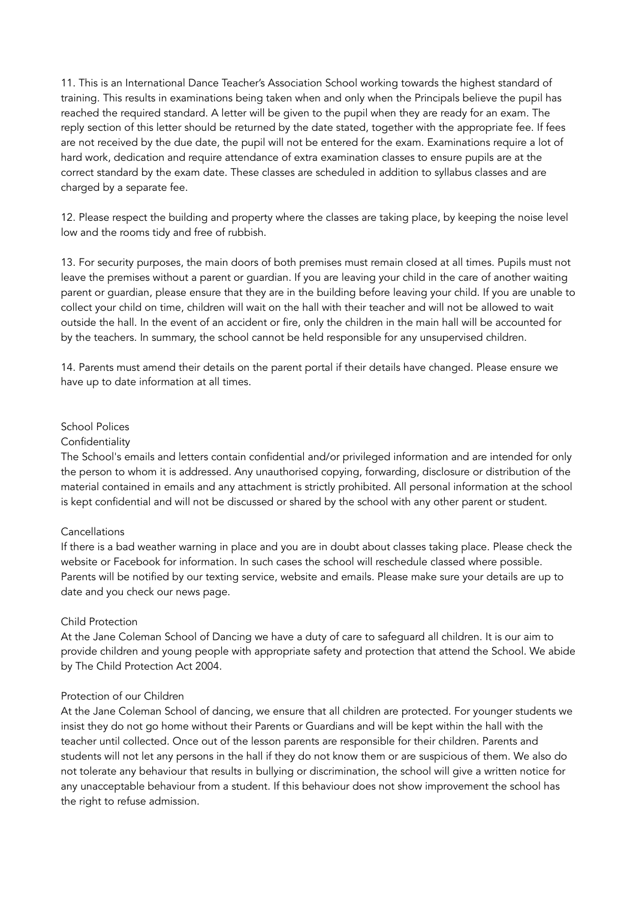11. This is an International Dance Teacher's Association School working towards the highest standard of training. This results in examinations being taken when and only when the Principals believe the pupil has reached the required standard. A letter will be given to the pupil when they are ready for an exam. The reply section of this letter should be returned by the date stated, together with the appropriate fee. If fees are not received by the due date, the pupil will not be entered for the exam. Examinations require a lot of hard work, dedication and require attendance of extra examination classes to ensure pupils are at the correct standard by the exam date. These classes are scheduled in addition to syllabus classes and are charged by a separate fee.

12. Please respect the building and property where the classes are taking place, by keeping the noise level low and the rooms tidy and free of rubbish.

13. For security purposes, the main doors of both premises must remain closed at all times. Pupils must not leave the premises without a parent or guardian. If you are leaving your child in the care of another waiting parent or guardian, please ensure that they are in the building before leaving your child. If you are unable to collect your child on time, children will wait on the hall with their teacher and will not be allowed to wait outside the hall. In the event of an accident or fire, only the children in the main hall will be accounted for by the teachers. In summary, the school cannot be held responsible for any unsupervised children.

14. Parents must amend their details on the parent portal if their details have changed. Please ensure we have up to date information at all times.

## School Polices

### Confidentiality

The School's emails and letters contain confidential and/or privileged information and are intended for only the person to whom it is addressed. Any unauthorised copying, forwarding, disclosure or distribution of the material contained in emails and any attachment is strictly prohibited. All personal information at the school is kept confidential and will not be discussed or shared by the school with any other parent or student.

### Cancellations

If there is a bad weather warning in place and you are in doubt about classes taking place. Please check the website or Facebook for information. In such cases the school will reschedule classed where possible. Parents will be notified by our texting service, website and emails. Please make sure your details are up to date and you check our news page.

### Child Protection

At the Jane Coleman School of Dancing we have a duty of care to safeguard all children. It is our aim to provide children and young people with appropriate safety and protection that attend the School. We abide by The Child Protection Act 2004.

### Protection of our Children

At the Jane Coleman School of dancing, we ensure that all children are protected. For younger students we insist they do not go home without their Parents or Guardians and will be kept within the hall with the teacher until collected. Once out of the lesson parents are responsible for their children. Parents and students will not let any persons in the hall if they do not know them or are suspicious of them. We also do not tolerate any behaviour that results in bullying or discrimination, the school will give a written notice for any unacceptable behaviour from a student. If this behaviour does not show improvement the school has the right to refuse admission.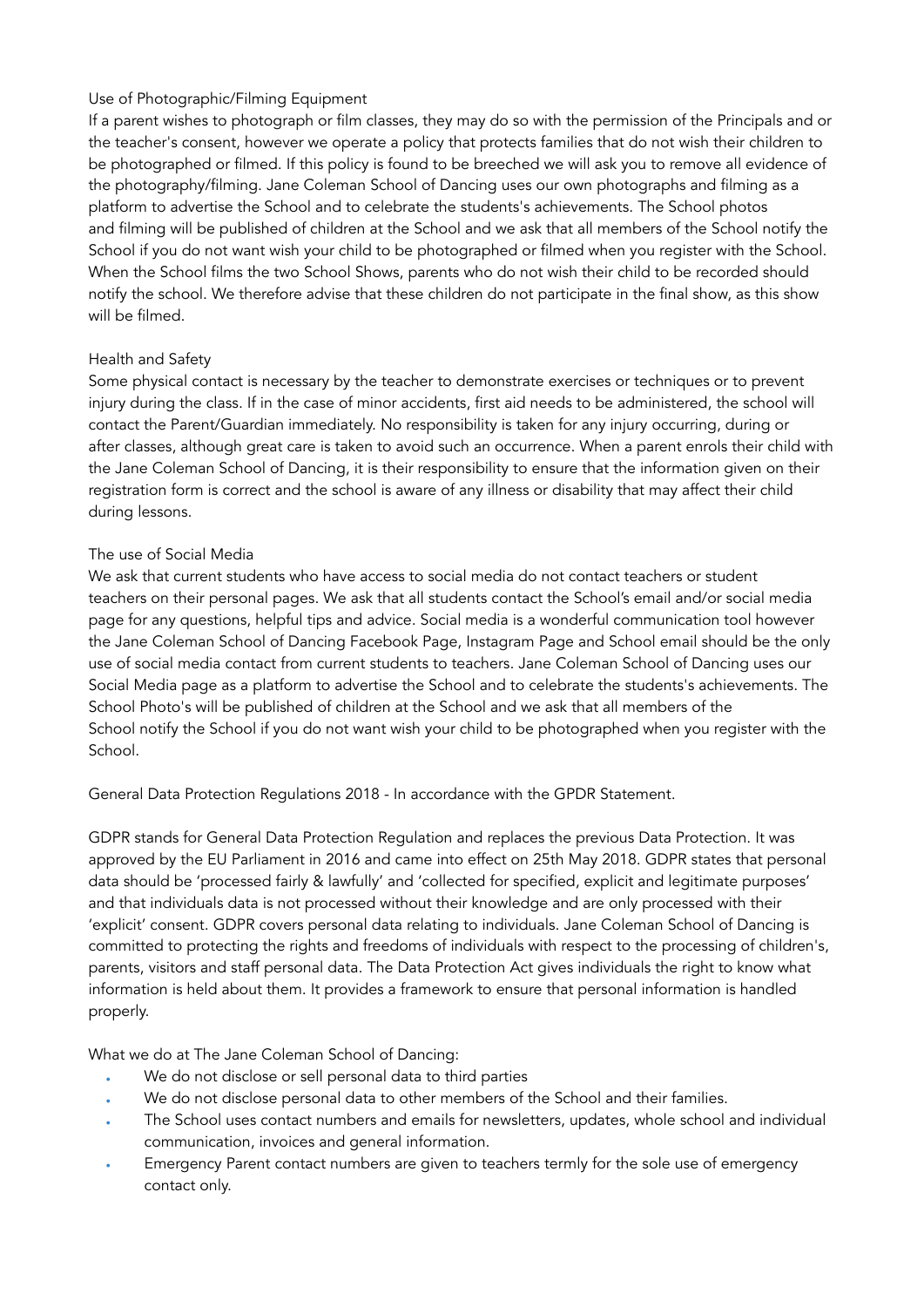### Use of Photographic/Filming Equipment

If a parent wishes to photograph or film classes, they may do so with the permission of the Principals and or the teacher's consent, however we operate a policy that protects families that do not wish their children to be photographed or filmed. If this policy is found to be breeched we will ask you to remove all evidence of the photography/filming. Jane Coleman School of Dancing uses our own photographs and filming as a platform to advertise the School and to celebrate the students's achievements. The School photos and filming will be published of children at the School and we ask that all members of the School notify the School if you do not want wish your child to be photographed or filmed when you register with the School. When the School films the two School Shows, parents who do not wish their child to be recorded should notify the school. We therefore advise that these children do not participate in the final show, as this show will be filmed.

### Health and Safety

Some physical contact is necessary by the teacher to demonstrate exercises or techniques or to prevent injury during the class. If in the case of minor accidents, first aid needs to be administered, the school will contact the Parent/Guardian immediately. No responsibility is taken for any injury occurring, during or after classes, although great care is taken to avoid such an occurrence. When a parent enrols their child with the Jane Coleman School of Dancing, it is their responsibility to ensure that the information given on their registration form is correct and the school is aware of any illness or disability that may affect their child during lessons.

### The use of Social Media

We ask that current students who have access to social media do not contact teachers or student teachers on their personal pages. We ask that all students contact the School's email and/or social media page for any questions, helpful tips and advice. Social media is a wonderful communication tool however the Jane Coleman School of Dancing Facebook Page, Instagram Page and School email should be the only use of social media contact from current students to teachers. Jane Coleman School of Dancing uses our Social Media page as a platform to advertise the School and to celebrate the students's achievements. The School Photo's will be published of children at the School and we ask that all members of the School notify the School if you do not want wish your child to be photographed when you register with the School.

General Data Protection Regulations 2018 - In accordance with the GPDR Statement.

GDPR stands for General Data Protection Regulation and replaces the previous Data Protection. It was approved by the EU Parliament in 2016 and came into effect on 25th May 2018. GDPR states that personal data should be 'processed fairly & lawfully' and 'collected for specified, explicit and legitimate purposes' and that individuals data is not processed without their knowledge and are only processed with their 'explicit' consent. GDPR covers personal data relating to individuals. Jane Coleman School of Dancing is committed to protecting the rights and freedoms of individuals with respect to the processing of children's, parents, visitors and staff personal data. The Data Protection Act gives individuals the right to know what information is held about them. It provides a framework to ensure that personal information is handled properly.

What we do at The Jane Coleman School of Dancing:

- We do not disclose or sell personal data to third parties
- We do not disclose personal data to other members of the School and their families.
- The School uses contact numbers and emails for newsletters, updates, whole school and individual communication, invoices and general information.
- Emergency Parent contact numbers are given to teachers termly for the sole use of emergency contact only.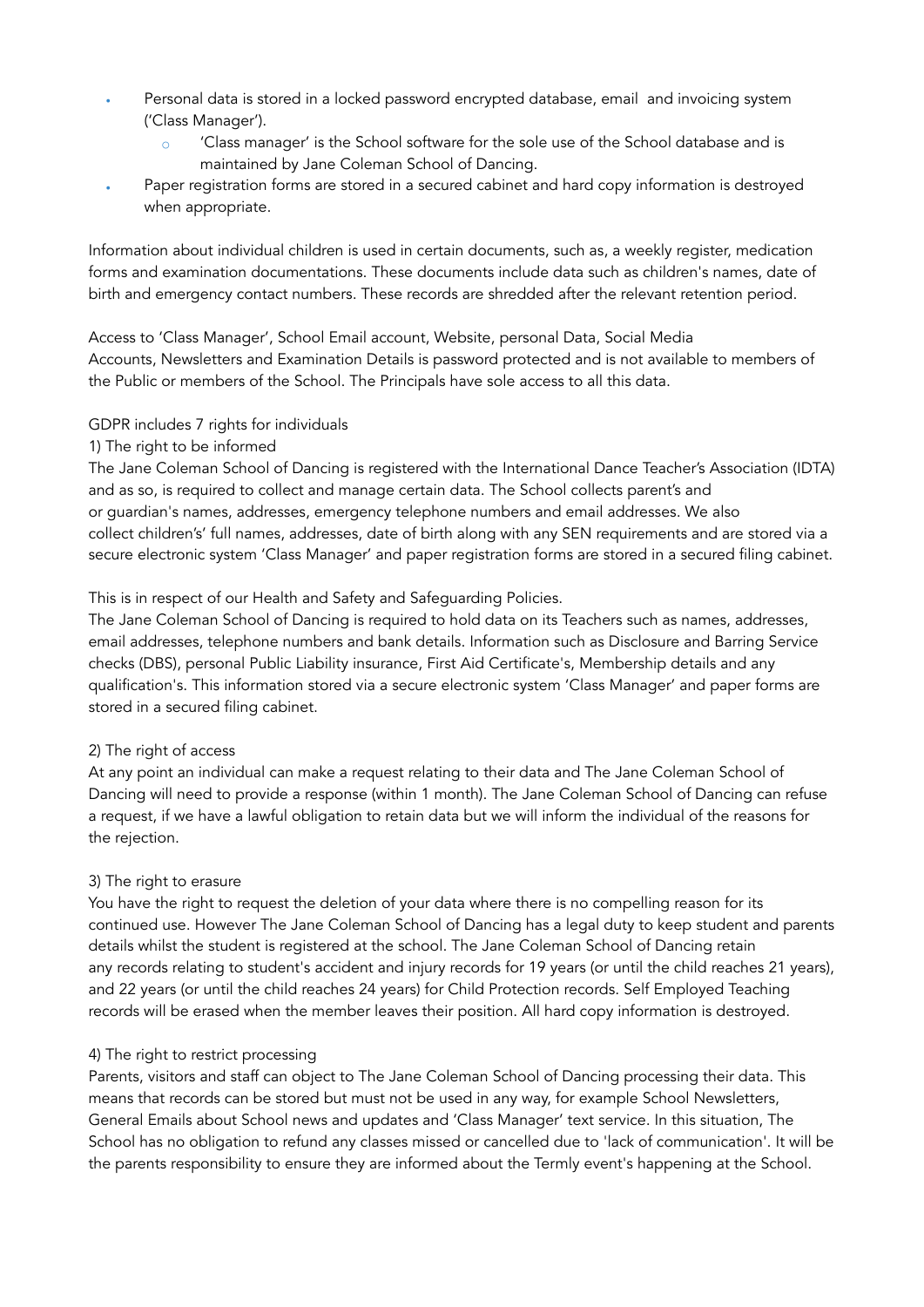- Personal data is stored in a locked password encrypted database, email and invoicing system ('Class Manager').
    - 'Class manager' is the School software for the sole use of the School database and is maintained by Jane Coleman School of Dancing.
- Paper registration forms are stored in a secured cabinet and hard copy information is destroyed when appropriate.

Information about individual children is used in certain documents, such as, a weekly register, medication forms and examination documentations. These documents include data such as children's names, date of birth and emergency contact numbers. These records are shredded after the relevant retention period.

Access to 'Class Manager', School Email account, Website, personal Data, Social Media Accounts, Newsletters and Examination Details is password protected and is not available to members of the Public or members of the School. The Principals have sole access to all this data.

GDPR includes 7 rights for individuals

1) The right to be informed

The Jane Coleman School of Dancing is registered with the International Dance Teacher's Association (IDTA) and as so, is required to collect and manage certain data. The School collects parent's and or guardian's names, addresses, emergency telephone numbers and email addresses. We also collect children's' full names, addresses, date of birth along with any SEN requirements and are stored via a secure electronic system 'Class Manager' and paper registration forms are stored in a secured filing cabinet.

This is in respect of our Health and Safety and Safeguarding Policies.

The Jane Coleman School of Dancing is required to hold data on its Teachers such as names, addresses, email addresses, telephone numbers and bank details. Information such as Disclosure and Barring Service checks (DBS), personal Public Liability insurance, First Aid Certificate's, Membership details and any qualification's. This information stored via a secure electronic system 'Class Manager' and paper forms are stored in a secured filing cabinet.

2) The right of access

At any point an individual can make a request relating to their data and The Jane Coleman School of Dancing will need to provide a response (within 1 month). The Jane Coleman School of Dancing can refuse a request, if we have a lawful obligation to retain data but we will inform the individual of the reasons for the rejection.

3) The right to erasure

You have the right to request the deletion of your data where there is no compelling reason for its continued use. However The Jane Coleman School of Dancing has a legal duty to keep student and parents details whilst the student is registered at the school. The Jane Coleman School of Dancing retain any records relating to student's accident and injury records for 19 years (or until the child reaches 21 years), and 22 years (or until the child reaches 24 years) for Child Protection records. Self Employed Teaching records will be erased when the member leaves their position. All hard copy information is destroyed.

4) The right to restrict processing

Parents, visitors and staff can object to The Jane Coleman School of Dancing processing their data. This means that records can be stored but must not be used in any way, for example School Newsletters, General Emails about School news and updates and 'Class Manager' text service. In this situation, The School has no obligation to refund any classes missed or cancelled due to 'lack of communication'. It will be the parents responsibility to ensure they are informed about the Termly event's happening at the School.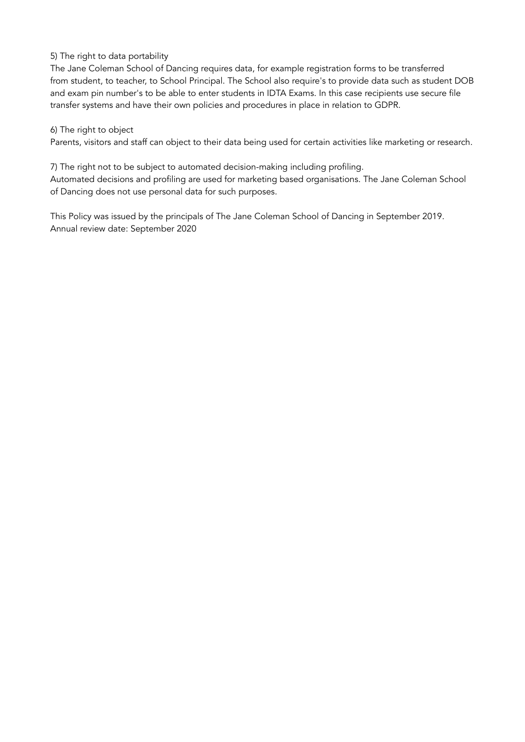5) The right to data portability

The Jane Coleman School of Dancing requires data, for example registration forms to be transferred from student, to teacher, to School Principal. The School also require's to provide data such as student DOB and exam pin number's to be able to enter students in IDTA Exams. In this case recipients use secure file transfer systems and have their own policies and procedures in place in relation to GDPR.

6) The right to object

Parents, visitors and staff can object to their data being used for certain activities like marketing or research.

7) The right not to be subject to automated decision-making including profiling.

Automated decisions and profiling are used for marketing based organisations. The Jane Coleman School of Dancing does not use personal data for such purposes.

This Policy was issued by the principals of The Jane Coleman School of Dancing in September 2019.
Annual review date: September 2020